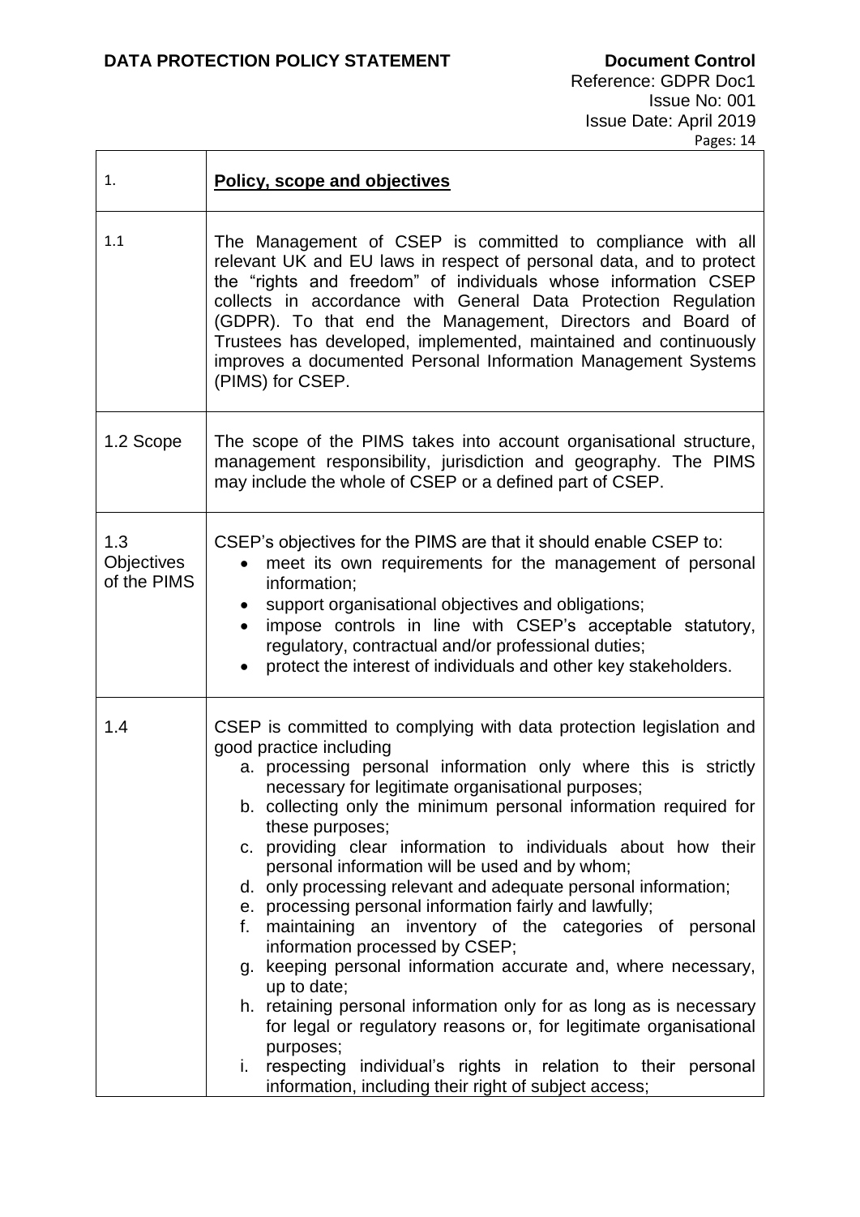**DATA PROTECTION POLICY STATEMENT**

**Document Control**
Reference: GDPR Doc1
Issue No: 001
Issue Date: April 2019
Pages: 14

| 1. | **Policy, scope and objectives** |
|---|---|
| 1.1 | The Management of CSEP is committed to compliance with all relevant UK and EU laws in respect of personal data, and to protect the "rights and freedom" of individuals whose information CSEP collects in accordance with General Data Protection Regulation (GDPR). To that end the Management, Directors and Board of Trustees has developed, implemented, maintained and continuously improves a documented Personal Information Management Systems (PIMS) for CSEP. |
| 1.2 Scope | The scope of the PIMS takes into account organisational structure, management responsibility, jurisdiction and geography. The PIMS may include the whole of CSEP or a defined part of CSEP. |
| 1.3 Objectives of the PIMS | CSEP's objectives for the PIMS are that it should enable CSEP to:<br>• meet its own requirements for the management of personal information;<br>• support organisational objectives and obligations;<br>• impose controls in line with CSEP's acceptable statutory, regulatory, contractual and/or professional duties;<br>• protect the interest of individuals and other key stakeholders. |
| 1.4 | CSEP is committed to complying with data protection legislation and good practice including<br>a. processing personal information only where this is strictly necessary for legitimate organisational purposes;<br>b. collecting only the minimum personal information required for these purposes;<br>c. providing clear information to individuals about how their personal information will be used and by whom;<br>d. only processing relevant and adequate personal information;<br>e. processing personal information fairly and lawfully;<br>f. maintaining an inventory of the categories of personal information processed by CSEP;<br>g. keeping personal information accurate and, where necessary, up to date;<br>h. retaining personal information only for as long as is necessary for legal or regulatory reasons or, for legitimate organisational purposes;<br>i. respecting individual's rights in relation to their personal information, including their right of subject access; |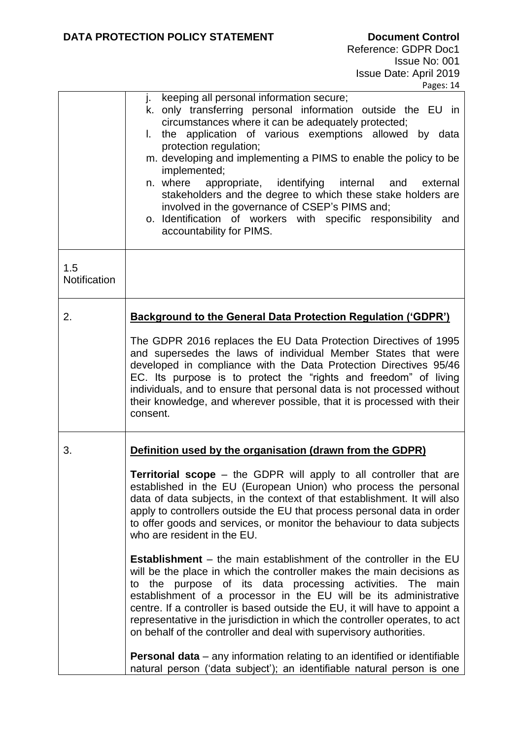| | |
|---|---|
| | j. keeping all personal information secure;<br>k. only transferring personal information outside the EU in circumstances where it can be adequately protected;<br>l. the application of various exemptions allowed by data protection regulation;<br>m. developing and implementing a PIMS to enable the policy to be implemented;<br>n. where appropriate, identifying internal and external stakeholders and the degree to which these stake holders are involved in the governance of CSEP's PIMS and;<br>o. Identification of workers with specific responsibility and accountability for PIMS. |
| 1.5 Notification | |
| 2. | **Background to the General Data Protection Regulation ('GDPR')**<br><br>The GDPR 2016 replaces the EU Data Protection Directives of 1995 and supersedes the laws of individual Member States that were developed in compliance with the Data Protection Directives 95/46 EC. Its purpose is to protect the "rights and freedom" of living individuals, and to ensure that personal data is not processed without their knowledge, and wherever possible, that it is processed with their consent. |
| 3. | **Definition used by the organisation (drawn from the GDPR)**<br><br>**Territorial scope** – the GDPR will apply to all controller that are established in the EU (European Union) who process the personal data of data subjects, in the context of that establishment. It will also apply to controllers outside the EU that process personal data in order to offer goods and services, or monitor the behaviour to data subjects who are resident in the EU.<br><br>**Establishment** – the main establishment of the controller in the EU will be the place in which the controller makes the main decisions as to the purpose of its data processing activities. The main establishment of a processor in the EU will be its administrative centre. If a controller is based outside the EU, it will have to appoint a representative in the jurisdiction in which the controller operates, to act on behalf of the controller and deal with supervisory authorities.<br><br>**Personal data** – any information relating to an identified or identifiable natural person ('data subject'); an identifiable natural person is one |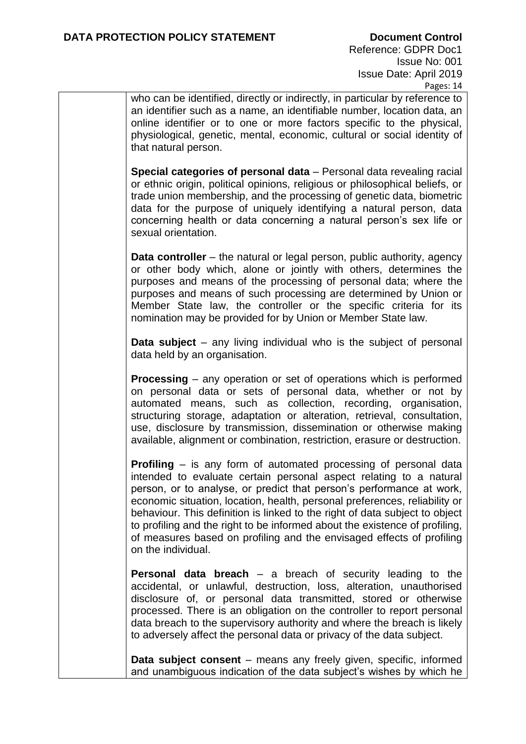who can be identified, directly or indirectly, in particular by reference to an identifier such as a name, an identifiable number, location data, an online identifier or to one or more factors specific to the physical, physiological, genetic, mental, economic, cultural or social identity of that natural person.

**Special categories of personal data** – Personal data revealing racial or ethnic origin, political opinions, religious or philosophical beliefs, or trade union membership, and the processing of genetic data, biometric data for the purpose of uniquely identifying a natural person, data concerning health or data concerning a natural person's sex life or sexual orientation.

**Data controller** – the natural or legal person, public authority, agency or other body which, alone or jointly with others, determines the purposes and means of the processing of personal data; where the purposes and means of such processing are determined by Union or Member State law, the controller or the specific criteria for its nomination may be provided for by Union or Member State law.

**Data subject** – any living individual who is the subject of personal data held by an organisation.

**Processing** – any operation or set of operations which is performed on personal data or sets of personal data, whether or not by automated means, such as collection, recording, organisation, structuring storage, adaptation or alteration, retrieval, consultation, use, disclosure by transmission, dissemination or otherwise making available, alignment or combination, restriction, erasure or destruction.

**Profiling** – is any form of automated processing of personal data intended to evaluate certain personal aspect relating to a natural person, or to analyse, or predict that person's performance at work, economic situation, location, health, personal preferences, reliability or behaviour. This definition is linked to the right of data subject to object to profiling and the right to be informed about the existence of profiling, of measures based on profiling and the envisaged effects of profiling on the individual.

**Personal data breach** – a breach of security leading to the accidental, or unlawful, destruction, loss, alteration, unauthorised disclosure of, or personal data transmitted, stored or otherwise processed. There is an obligation on the controller to report personal data breach to the supervisory authority and where the breach is likely to adversely affect the personal data or privacy of the data subject.

**Data subject consent** – means any freely given, specific, informed and unambiguous indication of the data subject's wishes by which he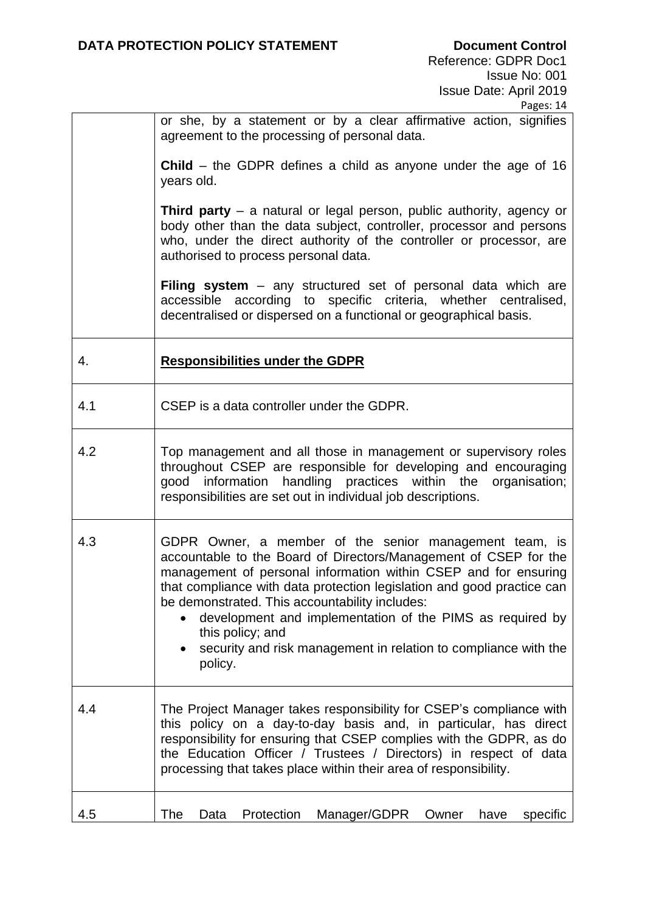| | |
|---|---|
| | or she, by a statement or by a clear affirmative action, signifies agreement to the processing of personal data.<br><br>**Child** – the GDPR defines a child as anyone under the age of 16 years old.<br><br>**Third party** – a natural or legal person, public authority, agency or body other than the data subject, controller, processor and persons who, under the direct authority of the controller or processor, are authorised to process personal data.<br><br>**Filing system** – any structured set of personal data which are accessible according to specific criteria, whether centralised, decentralised or dispersed on a functional or geographical basis. |
| 4. | **<u>Responsibilities under the GDPR</u>** |
| 4.1 | CSEP is a data controller under the GDPR. |
| 4.2 | Top management and all those in management or supervisory roles throughout CSEP are responsible for developing and encouraging good information handling practices within the organisation; responsibilities are set out in individual job descriptions. |
| 4.3 | GDPR Owner, a member of the senior management team, is accountable to the Board of Directors/Management of CSEP for the management of personal information within CSEP and for ensuring that compliance with data protection legislation and good practice can be demonstrated. This accountability includes:<br>• development and implementation of the PIMS as required by this policy; and<br>• security and risk management in relation to compliance with the policy. |
| 4.4 | The Project Manager takes responsibility for CSEP's compliance with this policy on a day-to-day basis and, in particular, has direct responsibility for ensuring that CSEP complies with the GDPR, as do the Education Officer / Trustees / Directors) in respect of data processing that takes place within their area of responsibility. |
| 4.5 | The Data Protection Manager/GDPR Owner have specific |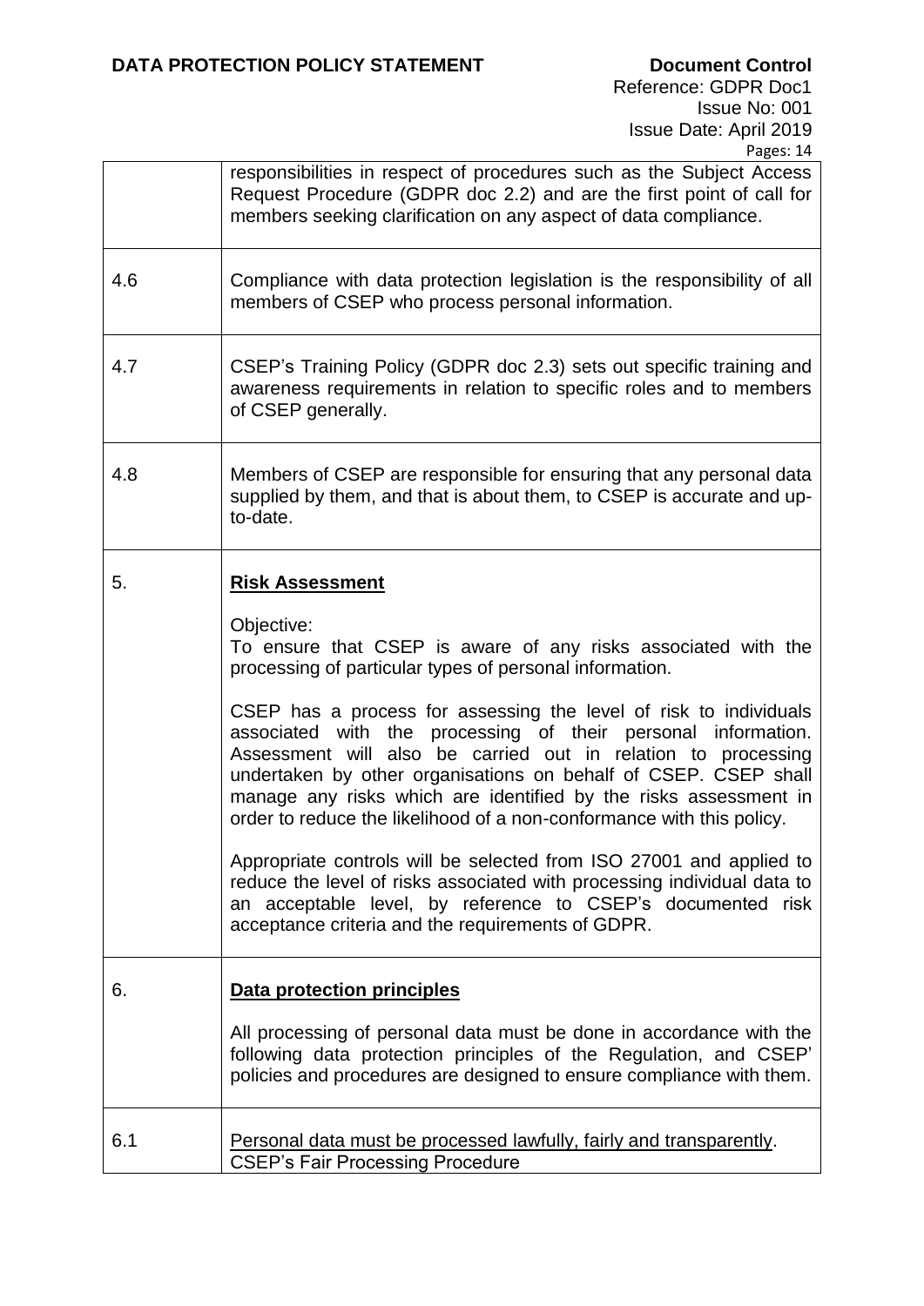| | |
|---|---|
| | responsibilities in respect of procedures such as the Subject Access Request Procedure (GDPR doc 2.2) and are the first point of call for members seeking clarification on any aspect of data compliance. |
| 4.6 | Compliance with data protection legislation is the responsibility of all members of CSEP who process personal information. |
| 4.7 | CSEP's Training Policy (GDPR doc 2.3) sets out specific training and awareness requirements in relation to specific roles and to members of CSEP generally. |
| 4.8 | Members of CSEP are responsible for ensuring that any personal data supplied by them, and that is about them, to CSEP is accurate and up-to-date. |
| 5. | **Risk Assessment**<br><br>Objective:<br>To ensure that CSEP is aware of any risks associated with the processing of particular types of personal information.<br><br>CSEP has a process for assessing the level of risk to individuals associated with the processing of their personal information. Assessment will also be carried out in relation to processing undertaken by other organisations on behalf of CSEP. CSEP shall manage any risks which are identified by the risks assessment in order to reduce the likelihood of a non-conformance with this policy.<br><br>Appropriate controls will be selected from ISO 27001 and applied to reduce the level of risks associated with processing individual data to an acceptable level, by reference to CSEP's documented risk acceptance criteria and the requirements of GDPR. |
| 6. | **Data protection principles**<br><br>All processing of personal data must be done in accordance with the following data protection principles of the Regulation, and CSEP' policies and procedures are designed to ensure compliance with them. |
| 6.1 | Personal data must be processed lawfully, fairly and transparently.<br>CSEP's Fair Processing Procedure |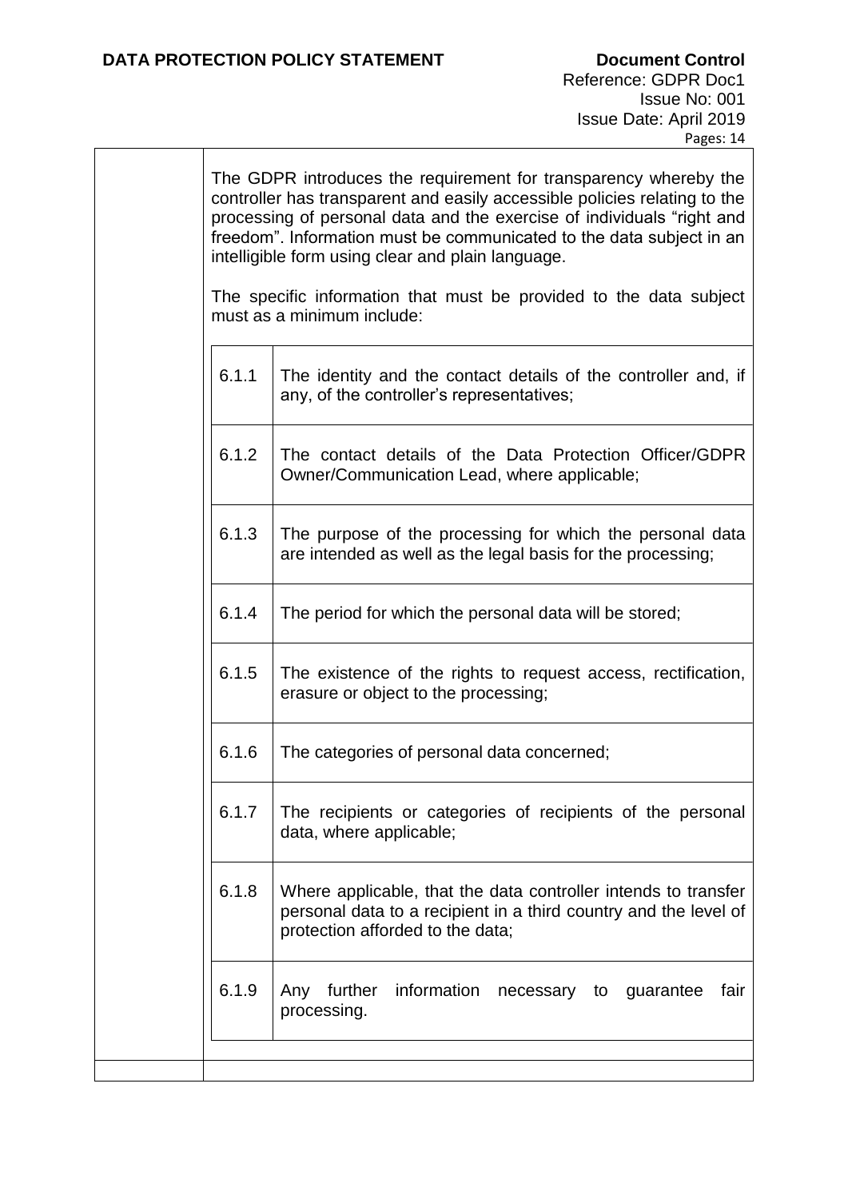The GDPR introduces the requirement for transparency whereby the controller has transparent and easily accessible policies relating to the processing of personal data and the exercise of individuals "right and freedom". Information must be communicated to the data subject in an intelligible form using clear and plain language.

The specific information that must be provided to the data subject must as a minimum include:

| | |
|---|---|
| 6.1.1 | The identity and the contact details of the controller and, if any, of the controller's representatives; |
| 6.1.2 | The contact details of the Data Protection Officer/GDPR Owner/Communication Lead, where applicable; |
| 6.1.3 | The purpose of the processing for which the personal data are intended as well as the legal basis for the processing; |
| 6.1.4 | The period for which the personal data will be stored; |
| 6.1.5 | The existence of the rights to request access, rectification, erasure or object to the processing; |
| 6.1.6 | The categories of personal data concerned; |
| 6.1.7 | The recipients or categories of recipients of the personal data, where applicable; |
| 6.1.8 | Where applicable, that the data controller intends to transfer personal data to a recipient in a third country and the level of protection afforded to the data; |
| 6.1.9 | Any further information necessary to guarantee fair processing. |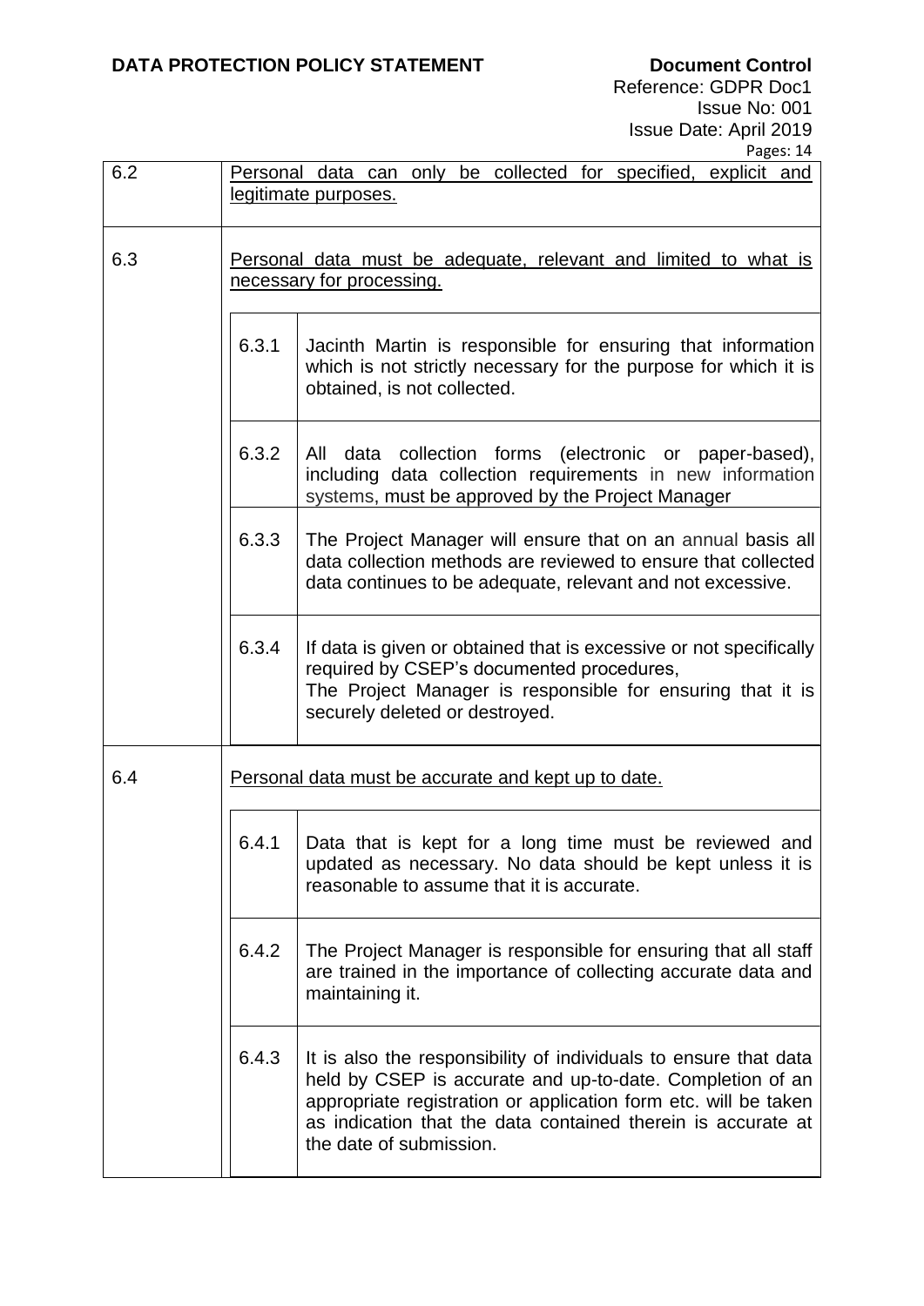| | | |
|---|---|---|
| 6.2 | Personal data can only be collected for specified, explicit and legitimate purposes. | |
| 6.3 | Personal data must be adequate, relevant and limited to what is necessary for processing. | |
| | 6.3.1 | Jacinth Martin is responsible for ensuring that information which is not strictly necessary for the purpose for which it is obtained, is not collected. |
| | 6.3.2 | All data collection forms (electronic or paper-based), including data collection requirements in new information systems, must be approved by the Project Manager |
| | 6.3.3 | The Project Manager will ensure that on an annual basis all data collection methods are reviewed to ensure that collected data continues to be adequate, relevant and not excessive. |
| | 6.3.4 | If data is given or obtained that is excessive or not specifically required by CSEP's documented procedures, The Project Manager is responsible for ensuring that it is securely deleted or destroyed. |
| 6.4 | Personal data must be accurate and kept up to date. | |
| | 6.4.1 | Data that is kept for a long time must be reviewed and updated as necessary. No data should be kept unless it is reasonable to assume that it is accurate. |
| | 6.4.2 | The Project Manager is responsible for ensuring that all staff are trained in the importance of collecting accurate data and maintaining it. |
| | 6.4.3 | It is also the responsibility of individuals to ensure that data held by CSEP is accurate and up-to-date. Completion of an appropriate registration or application form etc. will be taken as indication that the data contained therein is accurate at the date of submission. |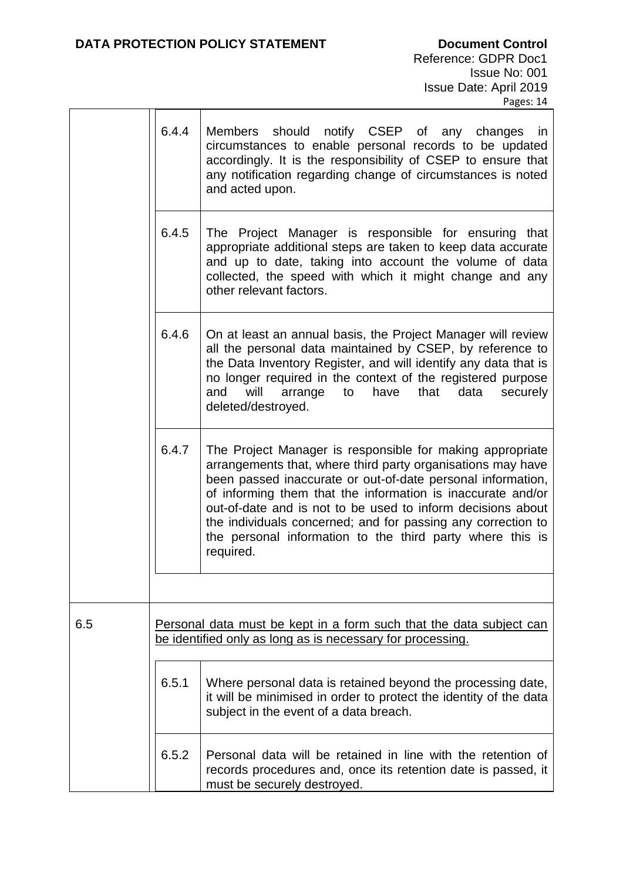| | | |
|---|---|---|
| | 6.4.4 | Members should notify CSEP of any changes in circumstances to enable personal records to be updated accordingly. It is the responsibility of CSEP to ensure that any notification regarding change of circumstances is noted and acted upon. |
| | 6.4.5 | The Project Manager is responsible for ensuring that appropriate additional steps are taken to keep data accurate and up to date, taking into account the volume of data collected, the speed with which it might change and any other relevant factors. |
| | 6.4.6 | On at least an annual basis, the Project Manager will review all the personal data maintained by CSEP, by reference to the Data Inventory Register, and will identify any data that is no longer required in the context of the registered purpose and will arrange to have that data securely deleted/destroyed. |
| | 6.4.7 | The Project Manager is responsible for making appropriate arrangements that, where third party organisations may have been passed inaccurate or out-of-date personal information, of informing them that the information is inaccurate and/or out-of-date and is not to be used to inform decisions about the individuals concerned; and for passing any correction to the personal information to the third party where this is required. |
| 6.5 | <u>Personal data must be kept in a form such that the data subject can be identified only as long as is necessary for processing.</u> | |
| | 6.5.1 | Where personal data is retained beyond the processing date, it will be minimised in order to protect the identity of the data subject in the event of a data breach. |
| | 6.5.2 | Personal data will be retained in line with the retention of records procedures and, once its retention date is passed, it must be securely destroyed. |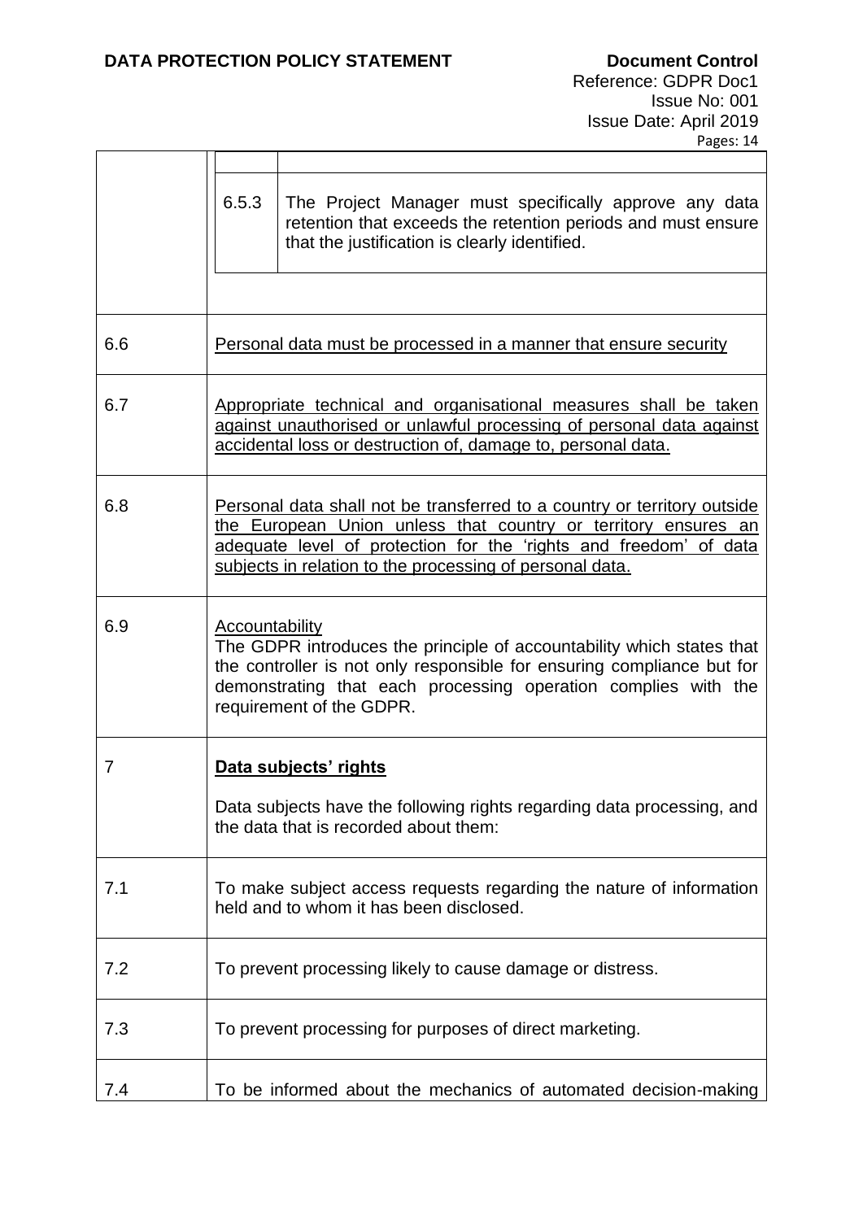| | |
|---|---|
| | 6.5.3 The Project Manager must specifically approve any data retention that exceeds the retention periods and must ensure that the justification is clearly identified. |
| 6.6 | Personal data must be processed in a manner that ensure security |
| 6.7 | Appropriate technical and organisational measures shall be taken against unauthorised or unlawful processing of personal data against accidental loss or destruction of, damage to, personal data. |
| 6.8 | Personal data shall not be transferred to a country or territory outside the European Union unless that country or territory ensures an adequate level of protection for the 'rights and freedom' of data subjects in relation to the processing of personal data. |
| 6.9 | Accountability<br>The GDPR introduces the principle of accountability which states that the controller is not only responsible for ensuring compliance but for demonstrating that each processing operation complies with the requirement of the GDPR. |
| 7 | **Data subjects' rights**<br><br>Data subjects have the following rights regarding data processing, and the data that is recorded about them: |
| 7.1 | To make subject access requests regarding the nature of information held and to whom it has been disclosed. |
| 7.2 | To prevent processing likely to cause damage or distress. |
| 7.3 | To prevent processing for purposes of direct marketing. |
| 7.4 | To be informed about the mechanics of automated decision-making |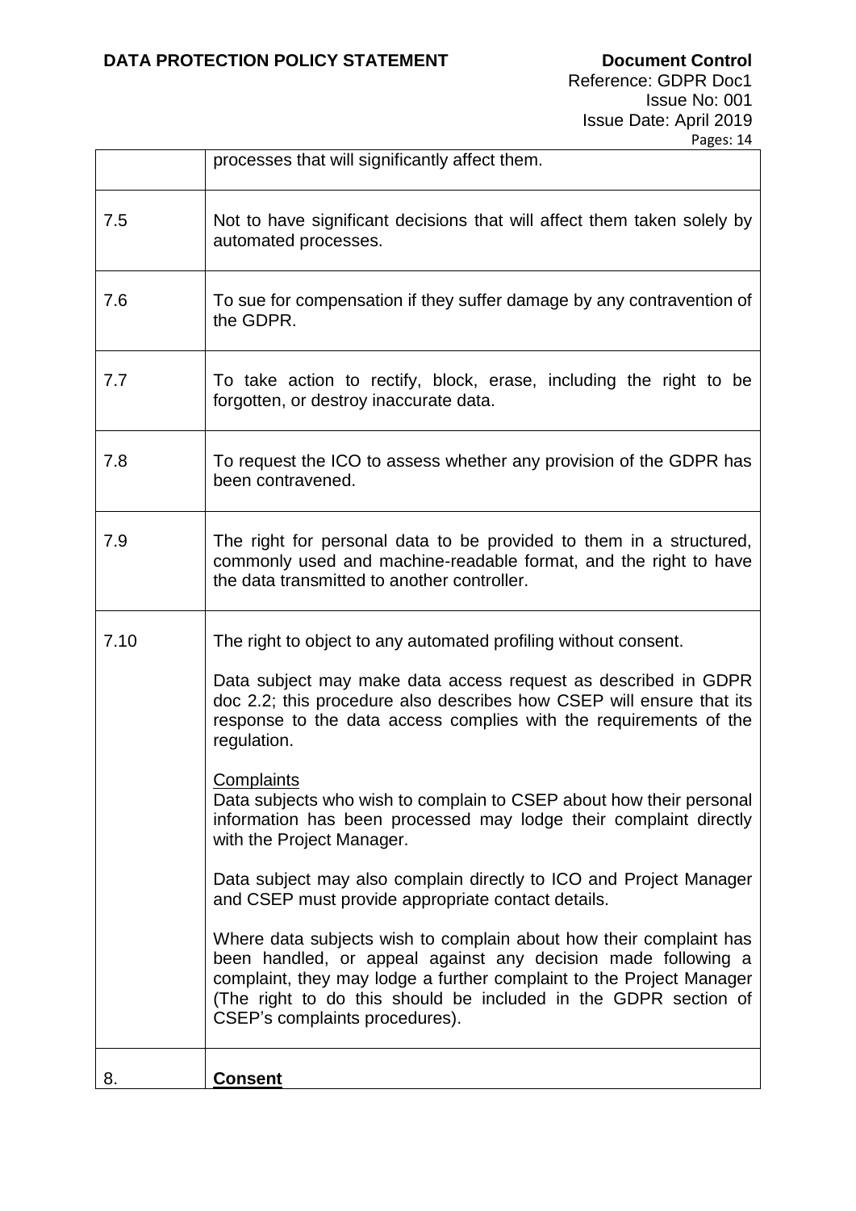| | |
|---|---|
| | processes that will significantly affect them. |
| 7.5 | Not to have significant decisions that will affect them taken solely by automated processes. |
| 7.6 | To sue for compensation if they suffer damage by any contravention of the GDPR. |
| 7.7 | To take action to rectify, block, erase, including the right to be forgotten, or destroy inaccurate data. |
| 7.8 | To request the ICO to assess whether any provision of the GDPR has been contravened. |
| 7.9 | The right for personal data to be provided to them in a structured, commonly used and machine-readable format, and the right to have the data transmitted to another controller. |
| 7.10 | The right to object to any automated profiling without consent.<br><br>Data subject may make data access request as described in GDPR doc 2.2; this procedure also describes how CSEP will ensure that its response to the data access complies with the requirements of the regulation.<br><br><u>Complaints</u><br>Data subjects who wish to complain to CSEP about how their personal information has been processed may lodge their complaint directly with the Project Manager.<br><br>Data subject may also complain directly to ICO and Project Manager and CSEP must provide appropriate contact details.<br><br>Where data subjects wish to complain about how their complaint has been handled, or appeal against any decision made following a complaint, they may lodge a further complaint to the Project Manager (The right to do this should be included in the GDPR section of CSEP's complaints procedures). |
| 8. | **<u>Consent</u>** |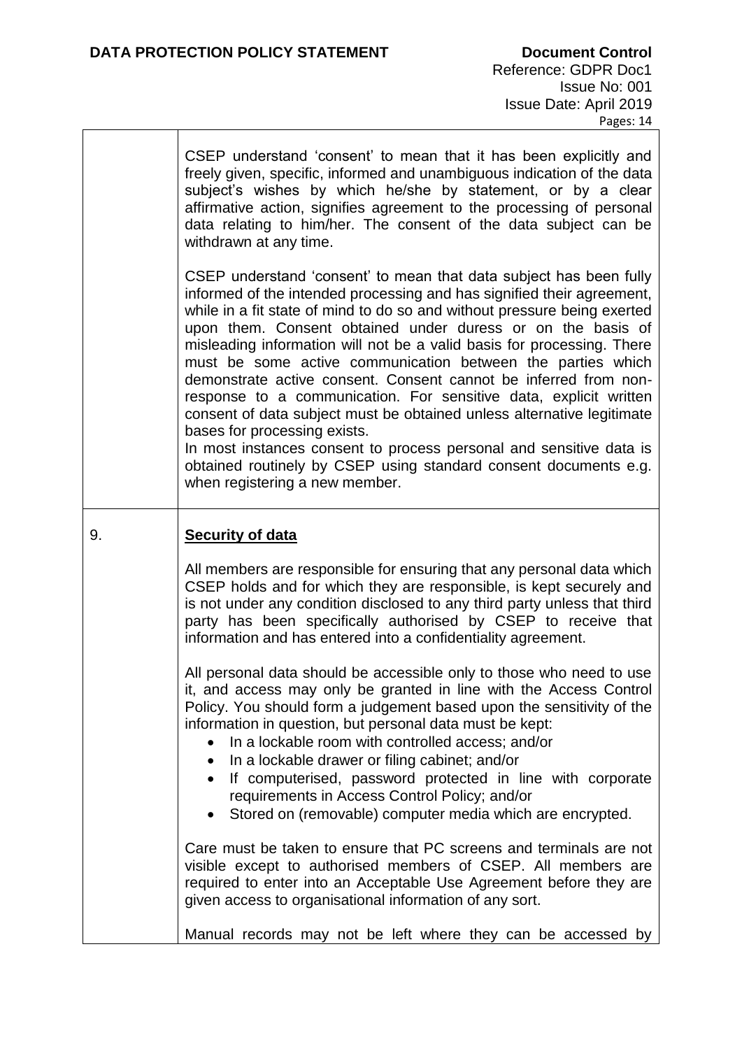CSEP understand 'consent' to mean that it has been explicitly and freely given, specific, informed and unambiguous indication of the data subject's wishes by which he/she by statement, or by a clear affirmative action, signifies agreement to the processing of personal data relating to him/her. The consent of the data subject can be withdrawn at any time.

CSEP understand 'consent' to mean that data subject has been fully informed of the intended processing and has signified their agreement, while in a fit state of mind to do so and without pressure being exerted upon them. Consent obtained under duress or on the basis of misleading information will not be a valid basis for processing. There must be some active communication between the parties which demonstrate active consent. Consent cannot be inferred from non-response to a communication. For sensitive data, explicit written consent of data subject must be obtained unless alternative legitimate bases for processing exists.
In most instances consent to process personal and sensitive data is obtained routinely by CSEP using standard consent documents e.g. when registering a new member.

## 9. Security of data

All members are responsible for ensuring that any personal data which CSEP holds and for which they are responsible, is kept securely and is not under any condition disclosed to any third party unless that third party has been specifically authorised by CSEP to receive that information and has entered into a confidentiality agreement.

All personal data should be accessible only to those who need to use it, and access may only be granted in line with the Access Control Policy. You should form a judgement based upon the sensitivity of the information in question, but personal data must be kept:

- In a lockable room with controlled access; and/or
- In a lockable drawer or filing cabinet; and/or
- If computerised, password protected in line with corporate requirements in Access Control Policy; and/or
- Stored on (removable) computer media which are encrypted.

Care must be taken to ensure that PC screens and terminals are not visible except to authorised members of CSEP. All members are required to enter into an Acceptable Use Agreement before they are given access to organisational information of any sort.

Manual records may not be left where they can be accessed by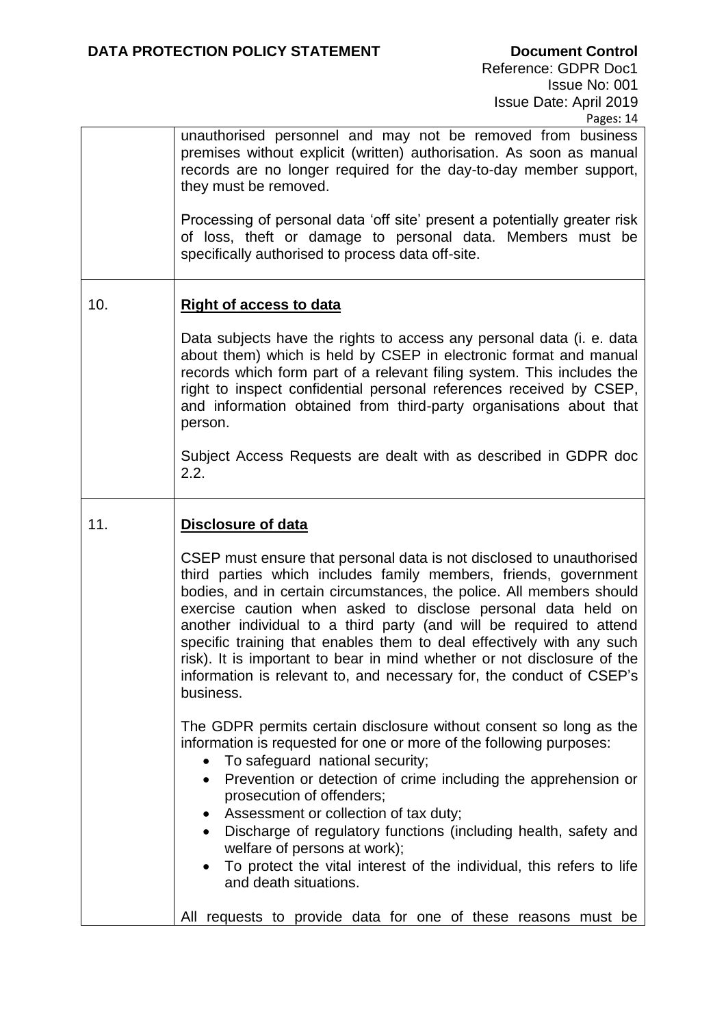unauthorised personnel and may not be removed from business premises without explicit (written) authorisation. As soon as manual records are no longer required for the day-to-day member support, they must be removed.

Processing of personal data 'off site' present a potentially greater risk of loss, theft or damage to personal data. Members must be specifically authorised to process data off-site.

## 10. Right of access to data

Data subjects have the rights to access any personal data (i. e. data about them) which is held by CSEP in electronic format and manual records which form part of a relevant filing system. This includes the right to inspect confidential personal references received by CSEP, and information obtained from third-party organisations about that person.

Subject Access Requests are dealt with as described in GDPR doc 2.2.

## 11. Disclosure of data

CSEP must ensure that personal data is not disclosed to unauthorised third parties which includes family members, friends, government bodies, and in certain circumstances, the police. All members should exercise caution when asked to disclose personal data held on another individual to a third party (and will be required to attend specific training that enables them to deal effectively with any such risk). It is important to bear in mind whether or not disclosure of the information is relevant to, and necessary for, the conduct of CSEP's business.

The GDPR permits certain disclosure without consent so long as the information is requested for one or more of the following purposes:

- To safeguard national security;
- Prevention or detection of crime including the apprehension or prosecution of offenders;
- Assessment or collection of tax duty;
- Discharge of regulatory functions (including health, safety and welfare of persons at work);
- To protect the vital interest of the individual, this refers to life and death situations.

All requests to provide data for one of these reasons must be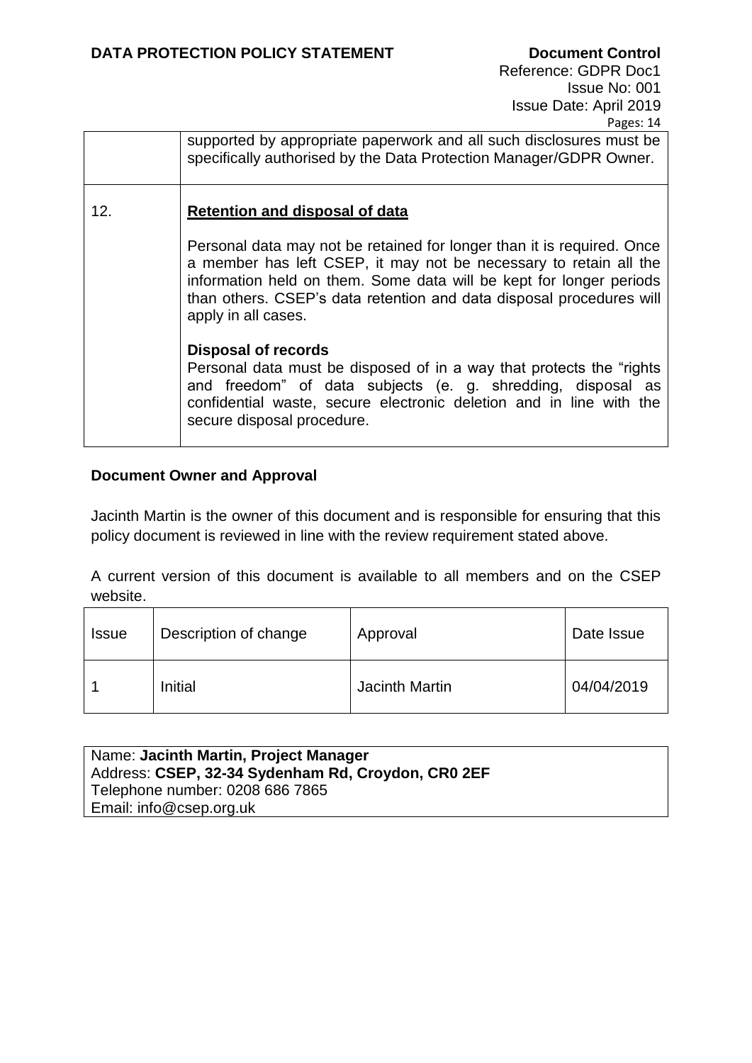| | |
|---|---|
| | supported by appropriate paperwork and all such disclosures must be specifically authorised by the Data Protection Manager/GDPR Owner. |
| 12. | **Retention and disposal of data**<br><br>Personal data may not be retained for longer than it is required. Once a member has left CSEP, it may not be necessary to retain all the information held on them. Some data will be kept for longer periods than others. CSEP's data retention and data disposal procedures will apply in all cases.<br><br>**Disposal of records**<br>Personal data must be disposed of in a way that protects the "rights and freedom" of data subjects (e. g. shredding, disposal as confidential waste, secure electronic deletion and in line with the secure disposal procedure. |

**Document Owner and Approval**

Jacinth Martin is the owner of this document and is responsible for ensuring that this policy document is reviewed in line with the review requirement stated above.

A current version of this document is available to all members and on the CSEP website.

| Issue | Description of change | Approval | Date Issue |
|---|---|---|---|
| 1 | Initial | Jacinth Martin | 04/04/2019 |

Name: **Jacinth Martin, Project Manager**
Address: **CSEP, 32-34 Sydenham Rd, Croydon, CR0 2EF**
Telephone number: 0208 686 7865
Email: info@csep.org.uk